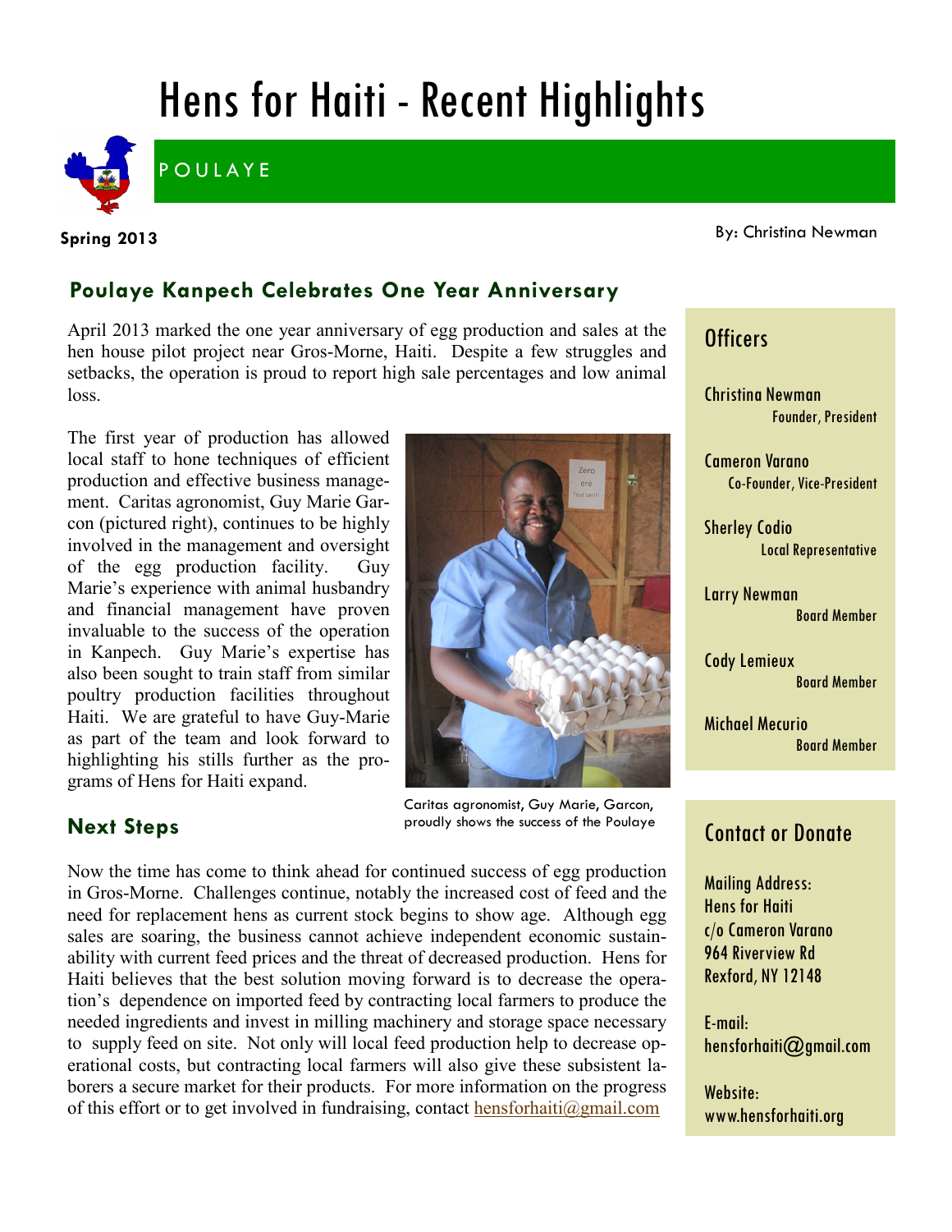# Hens for Haiti - Recent Highlights

POULAYE

**Spring 2013**

By: Christina Newman

## Poulaye Kanpech Celebrates One Year Anniversary

April 2013 marked the one year anniversary of egg production and sales at the hen house pilot project near Gros-Morne, Haiti. Despite a few struggles and setbacks, the operation is proud to report high sale percentages and low animal loss.

The first year of production has allowed local staff to hone techniques of efficient production and effective business management. Caritas agronomist, Guy Marie Garcon (pictured right), continues to be highly involved in the management and oversight of the egg production facility. Guy Marie's experience with animal husbandry and financial management have proven invaluable to the success of the operation in Kanpech. Guy Marie's expertise has also been sought to train staff from similar poultry production facilities throughout Haiti. We are grateful to have Guy-Marie as part of the team and look forward to highlighting his stills further as the programs of Hens for Haiti expand.

Caritas agronomist, Guy Marie, Garcon, proudly shows the success of the Poulaye

## Next Steps

Now the time has come to think ahead for continued success of egg production in Gros-Morne. Challenges continue, notably the increased cost of feed and the need for replacement hens as current stock begins to show age. Although egg sales are soaring, the business cannot achieve independent economic sustainability with current feed prices and the threat of decreased production. Hens for Haiti believes that the best solution moving forward is to decrease the operation's dependence on imported feed by contracting local farmers to produce the needed ingredients and invest in milling machinery and storage space necessary to supply feed on site. Not only will local feed production help to decrease operational costs, but contracting local farmers will also give these subsistent laborers a secure market for their products. For more information on the progress of this effort or to get involved in fundraising, contact hensforhaiti@gmail.com

## Officers

Christina Newman
Founder, President

Cameron Varano
Co-Founder, Vice-President

Sherley Codio
Local Representative

Larry Newman
Board Member

Cody Lemieux
Board Member

Michael Mecurio
Board Member

## Contact or Donate

Mailing Address:
Hens for Haiti
c/o Cameron Varano
964 Riverview Rd
Rexford, NY 12148

E-mail:
hensforhaiti@gmail.com

Website:
www.hensforhaiti.org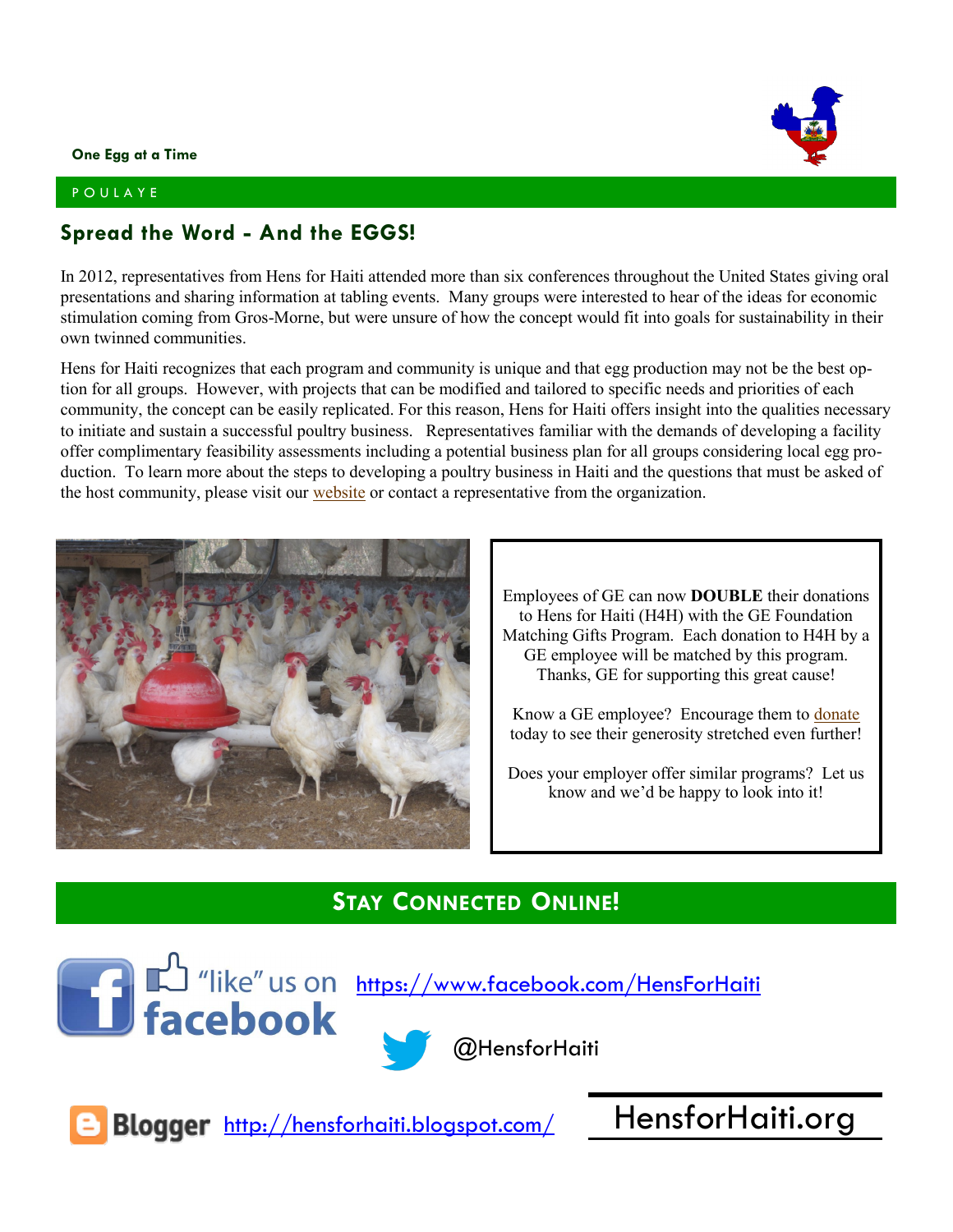One Egg at a Time

POULAYE

## Spread the Word - And the EGGS!

In 2012, representatives from Hens for Haiti attended more than six conferences throughout the United States giving oral presentations and sharing information at tabling events. Many groups were interested to hear of the ideas for economic stimulation coming from Gros-Morne, but were unsure of how the concept would fit into goals for sustainability in their own twinned communities.

Hens for Haiti recognizes that each program and community is unique and that egg production may not be the best option for all groups. However, with projects that can be modified and tailored to specific needs and priorities of each community, the concept can be easily replicated. For this reason, Hens for Haiti offers insight into the qualities necessary to initiate and sustain a successful poultry business. Representatives familiar with the demands of developing a facility offer complimentary feasibility assessments including a potential business plan for all groups considering local egg production. To learn more about the steps to developing a poultry business in Haiti and the questions that must be asked of the host community, please visit our website or contact a representative from the organization.

Employees of GE can now **DOUBLE** their donations to Hens for Haiti (H4H) with the GE Foundation Matching Gifts Program. Each donation to H4H by a GE employee will be matched by this program. Thanks, GE for supporting this great cause!

Know a GE employee? Encourage them to donate today to see their generosity stretched even further!

Does your employer offer similar programs? Let us know and we'd be happy to look into it!

## Stay Connected Online!

"like" us on facebook https://www.facebook.com/HensForHaiti

@HensforHaiti

Blogger http://hensforhaiti.blogspot.com/

HensforHaiti.org